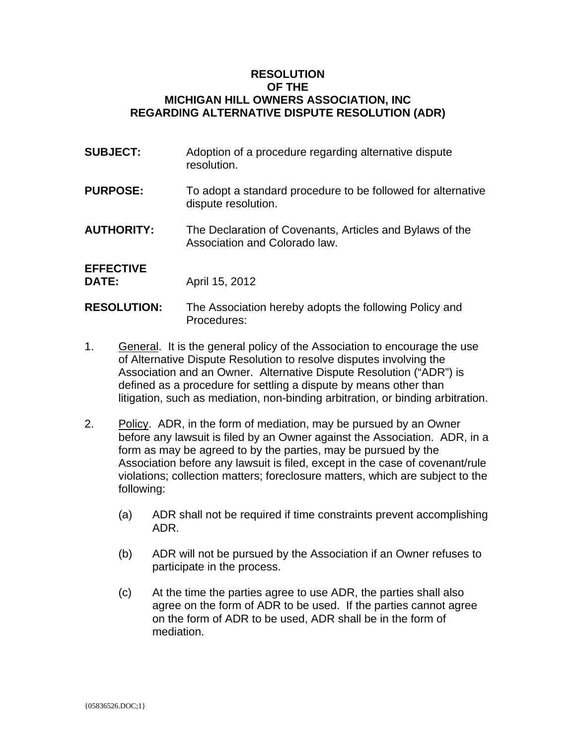# RESOLUTION
# OF THE
# MICHIGAN HILL OWNERS ASSOCIATION, INC
# REGARDING ALTERNATIVE DISPUTE RESOLUTION (ADR)

**SUBJECT:** Adoption of a procedure regarding alternative dispute resolution.

**PURPOSE:** To adopt a standard procedure to be followed for alternative dispute resolution.

**AUTHORITY:** The Declaration of Covenants, Articles and Bylaws of the Association and Colorado law.

**EFFECTIVE DATE:** April 15, 2012

**RESOLUTION:** The Association hereby adopts the following Policy and Procedures:

1. General. It is the general policy of the Association to encourage the use of Alternative Dispute Resolution to resolve disputes involving the Association and an Owner. Alternative Dispute Resolution ("ADR") is defined as a procedure for settling a dispute by means other than litigation, such as mediation, non-binding arbitration, or binding arbitration.

2. Policy. ADR, in the form of mediation, may be pursued by an Owner before any lawsuit is filed by an Owner against the Association. ADR, in a form as may be agreed to by the parties, may be pursued by the Association before any lawsuit is filed, except in the case of covenant/rule violations; collection matters; foreclosure matters, which are subject to the following:

   (a) ADR shall not be required if time constraints prevent accomplishing ADR.

   (b) ADR will not be pursued by the Association if an Owner refuses to participate in the process.

   (c) At the time the parties agree to use ADR, the parties shall also agree on the form of ADR to be used. If the parties cannot agree on the form of ADR to be used, ADR shall be in the form of mediation.

{05836526.DOC;1}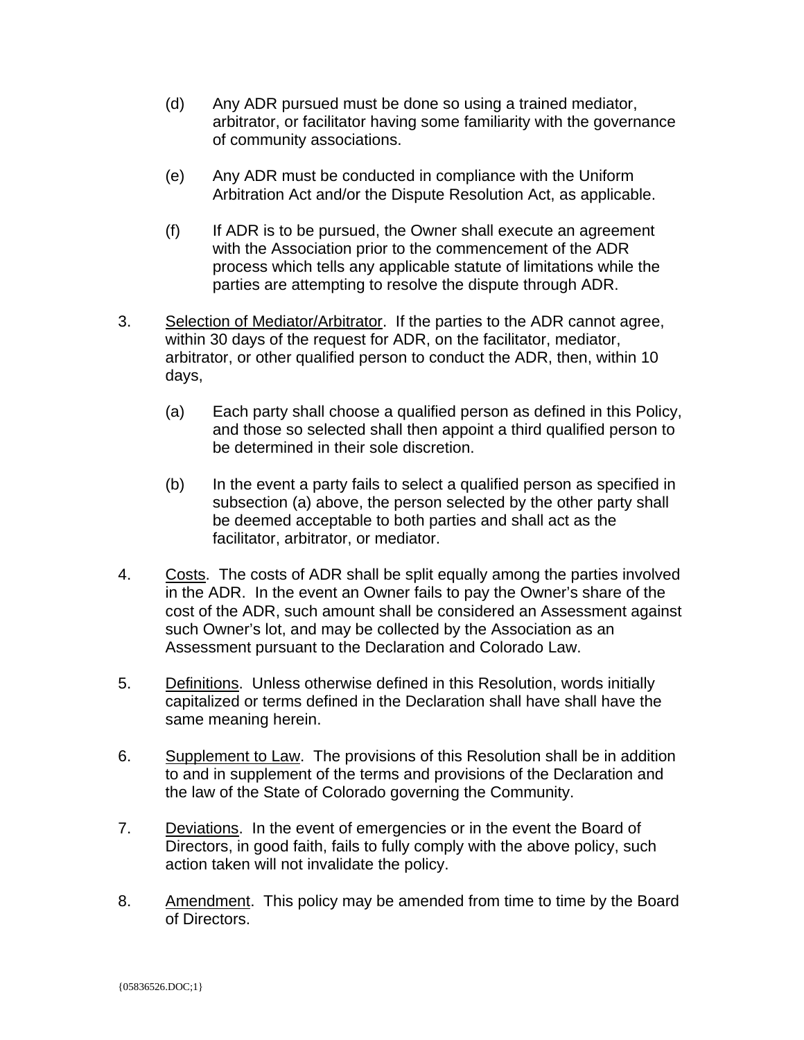(d) Any ADR pursued must be done so using a trained mediator, arbitrator, or facilitator having some familiarity with the governance of community associations.

(e) Any ADR must be conducted in compliance with the Uniform Arbitration Act and/or the Dispute Resolution Act, as applicable.

(f) If ADR is to be pursued, the Owner shall execute an agreement with the Association prior to the commencement of the ADR process which tells any applicable statute of limitations while the parties are attempting to resolve the dispute through ADR.

3. <u>Selection of Mediator/Arbitrator</u>. If the parties to the ADR cannot agree, within 30 days of the request for ADR, on the facilitator, mediator, arbitrator, or other qualified person to conduct the ADR, then, within 10 days,

   (a) Each party shall choose a qualified person as defined in this Policy, and those so selected shall then appoint a third qualified person to be determined in their sole discretion.

   (b) In the event a party fails to select a qualified person as specified in subsection (a) above, the person selected by the other party shall be deemed acceptable to both parties and shall act as the facilitator, arbitrator, or mediator.

4. <u>Costs</u>. The costs of ADR shall be split equally among the parties involved in the ADR. In the event an Owner fails to pay the Owner's share of the cost of the ADR, such amount shall be considered an Assessment against such Owner's lot, and may be collected by the Association as an Assessment pursuant to the Declaration and Colorado Law.

5. <u>Definitions</u>. Unless otherwise defined in this Resolution, words initially capitalized or terms defined in the Declaration shall have shall have the same meaning herein.

6. <u>Supplement to Law</u>. The provisions of this Resolution shall be in addition to and in supplement of the terms and provisions of the Declaration and the law of the State of Colorado governing the Community.

7. <u>Deviations</u>. In the event of emergencies or in the event the Board of Directors, in good faith, fails to fully comply with the above policy, such action taken will not invalidate the policy.

8. <u>Amendment</u>. This policy may be amended from time to time by the Board of Directors.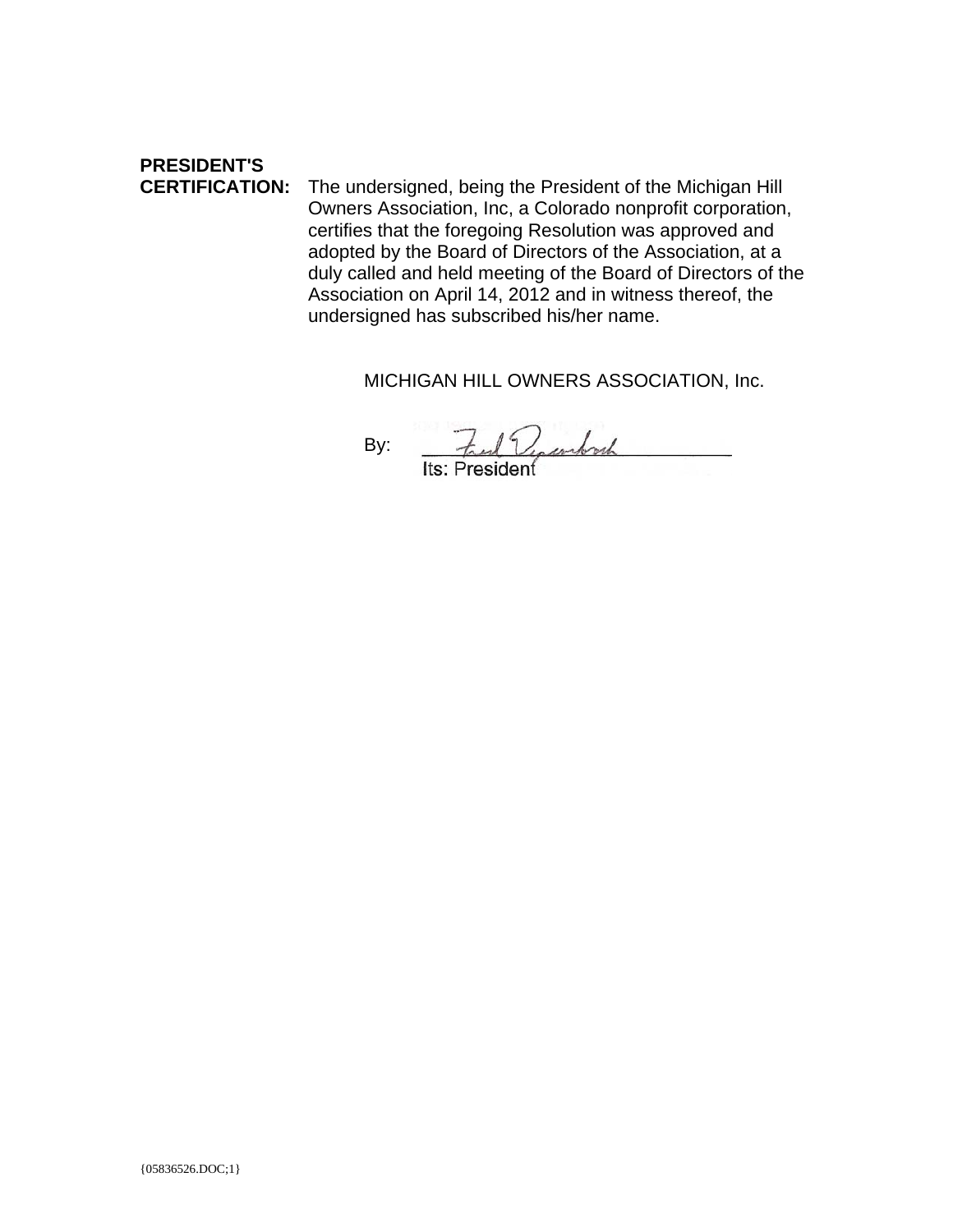**PRESIDENT'S CERTIFICATION:** The undersigned, being the President of the Michigan Hill Owners Association, Inc, a Colorado nonprofit corporation, certifies that the foregoing Resolution was approved and adopted by the Board of Directors of the Association, at a duly called and held meeting of the Board of Directors of the Association on April 14, 2012 and in witness thereof, the undersigned has subscribed his/her name.

MICHIGAN HILL OWNERS ASSOCIATION, Inc.

By: ______________________________
Its: President

{05836526.DOC;1}